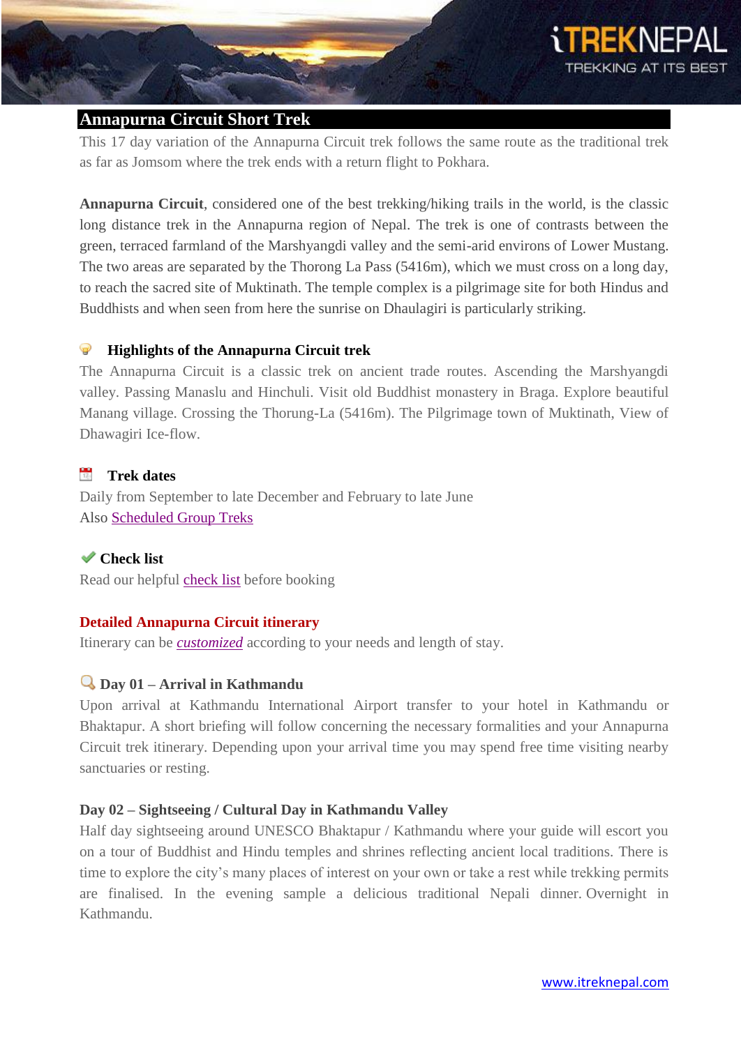# Annapurna Circuit Short Trek

This 17 day variation of the Annapurna Circuit trek follows the same route as the traditional trek as far as Jomsom where the trek ends with a return flight to Pokhara.

**Annapurna Circuit**, considered one of the best trekking/hiking trails in the world, is the classic long distance trek in the Annapurna region of Nepal. The trek is one of contrasts between the green, terraced farmland of the Marshyangdi valley and the semi-arid environs of Lower Mustang. The two areas are separated by the Thorong La Pass (5416m), which we must cross on a long day, to reach the sacred site of Muktinath. The temple complex is a pilgrimage site for both Hindus and Buddhists and when seen from here the sunrise on Dhaulagiri is particularly striking.

### Highlights of the Annapurna Circuit trek

The Annapurna Circuit is a classic trek on ancient trade routes. Ascending the Marshyangdi valley. Passing Manaslu and Hinchuli. Visit old Buddhist monastery in Braga. Explore beautiful Manang village. Crossing the Thorung-La (5416m). The Pilgrimage town of Muktinath, View of Dhawagiri Ice-flow.

### Trek dates

Daily from September to late December and February to late June
Also Scheduled Group Treks

### Check list

Read our helpful check list before booking

## Detailed Annapurna Circuit itinerary

Itinerary can be *customized* according to your needs and length of stay.

### Day 01 – Arrival in Kathmandu

Upon arrival at Kathmandu International Airport transfer to your hotel in Kathmandu or Bhaktapur. A short briefing will follow concerning the necessary formalities and your Annapurna Circuit trek itinerary. Depending upon your arrival time you may spend free time visiting nearby sanctuaries or resting.

### Day 02 – Sightseeing / Cultural Day in Kathmandu Valley

Half day sightseeing around UNESCO Bhaktapur / Kathmandu where your guide will escort you on a tour of Buddhist and Hindu temples and shrines reflecting ancient local traditions. There is time to explore the city's many places of interest on your own or take a rest while trekking permits are finalised. In the evening sample a delicious traditional Nepali dinner. Overnight in Kathmandu.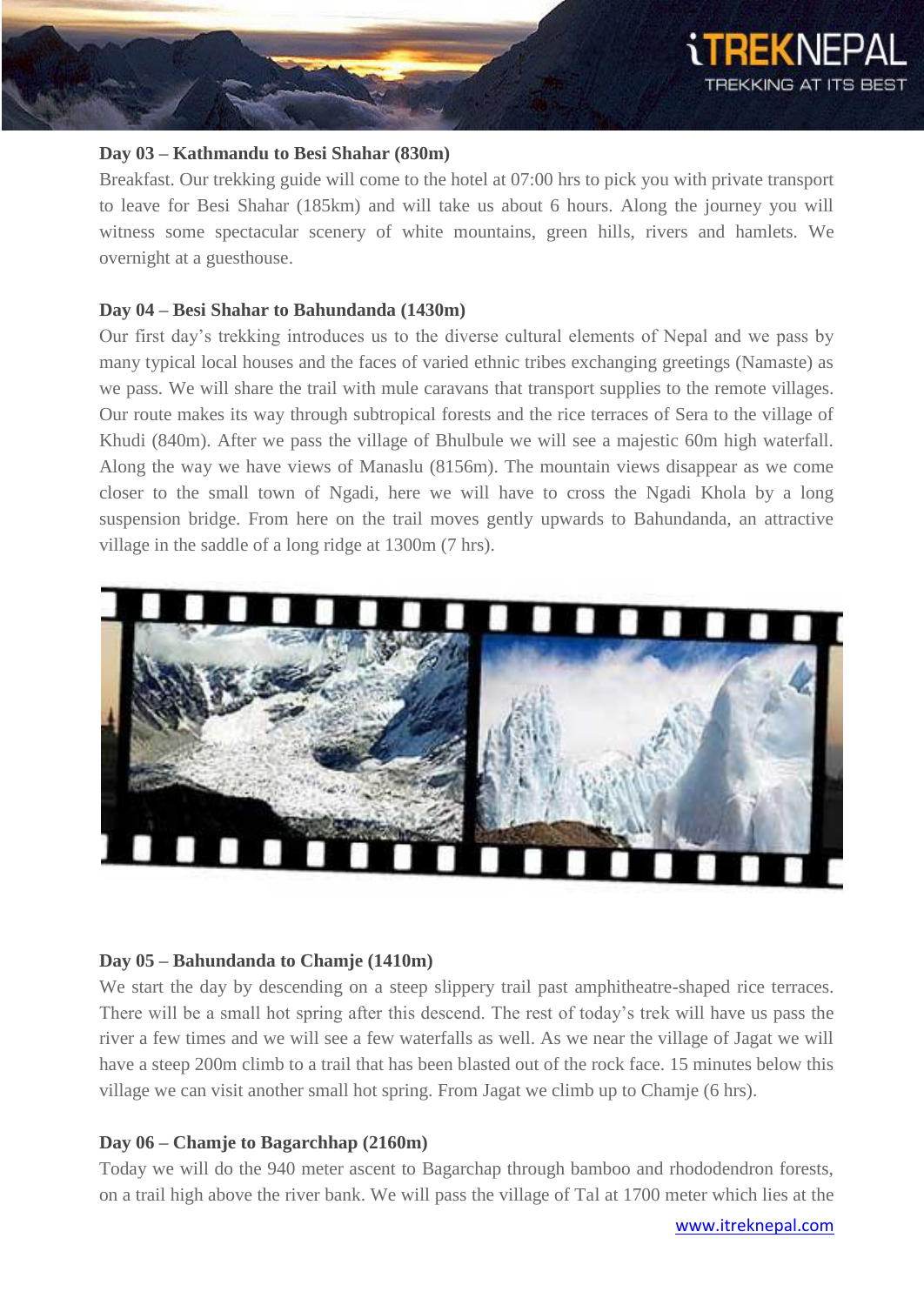**Day 03 – Kathmandu to Besi Shahar (830m)**

Breakfast. Our trekking guide will come to the hotel at 07:00 hrs to pick you with private transport to leave for Besi Shahar (185km) and will take us about 6 hours. Along the journey you will witness some spectacular scenery of white mountains, green hills, rivers and hamlets. We overnight at a guesthouse.

**Day 04 – Besi Shahar to Bahundanda (1430m)**

Our first day's trekking introduces us to the diverse cultural elements of Nepal and we pass by many typical local houses and the faces of varied ethnic tribes exchanging greetings (Namaste) as we pass. We will share the trail with mule caravans that transport supplies to the remote villages. Our route makes its way through subtropical forests and the rice terraces of Sera to the village of Khudi (840m). After we pass the village of Bhulbule we will see a majestic 60m high waterfall. Along the way we have views of Manaslu (8156m). The mountain views disappear as we come closer to the small town of Ngadi, here we will have to cross the Ngadi Khola by a long suspension bridge. From here on the trail moves gently upwards to Bahundanda, an attractive village in the saddle of a long ridge at 1300m (7 hrs).

**Day 05 – Bahundanda to Chamje (1410m)**

We start the day by descending on a steep slippery trail past amphitheatre-shaped rice terraces. There will be a small hot spring after this descend. The rest of today's trek will have us pass the river a few times and we will see a few waterfalls as well. As we near the village of Jagat we will have a steep 200m climb to a trail that has been blasted out of the rock face. 15 minutes below this village we can visit another small hot spring. From Jagat we climb up to Chamje (6 hrs).

**Day 06 – Chamje to Bagarchhap (2160m)**

Today we will do the 940 meter ascent to Bagarchap through bamboo and rhododendron forests, on a trail high above the river bank. We will pass the village of Tal at 1700 meter which lies at the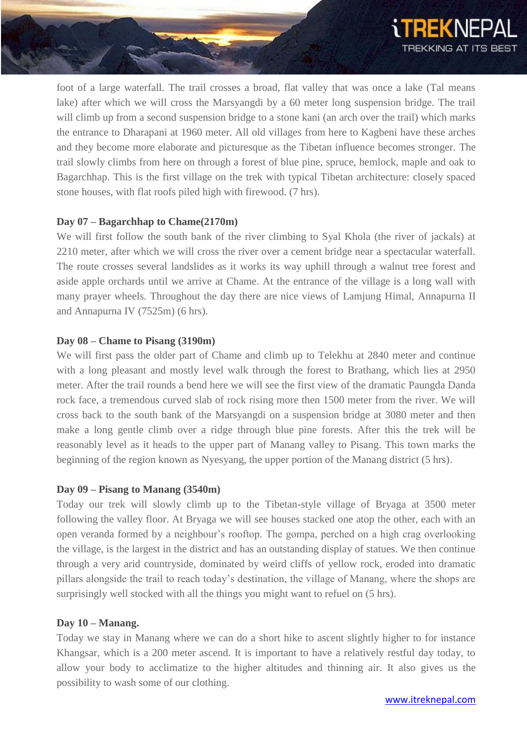foot of a large waterfall. The trail crosses a broad, flat valley that was once a lake (Tal means lake) after which we will cross the Marsyangdi by a 60 meter long suspension bridge. The trail will climb up from a second suspension bridge to a stone kani (an arch over the trail) which marks the entrance to Dharapani at 1960 meter. All old villages from here to Kagbeni have these arches and they become more elaborate and picturesque as the Tibetan influence becomes stronger. The trail slowly climbs from here on through a forest of blue pine, spruce, hemlock, maple and oak to Bagarchhap. This is the first village on the trek with typical Tibetan architecture: closely spaced stone houses, with flat roofs piled high with firewood. (7 hrs).

**Day 07 – Bagarchhap to Chame(2170m)**

We will first follow the south bank of the river climbing to Syal Khola (the river of jackals) at 2210 meter, after which we will cross the river over a cement bridge near a spectacular waterfall. The route crosses several landslides as it works its way uphill through a walnut tree forest and aside apple orchards until we arrive at Chame. At the entrance of the village is a long wall with many prayer wheels. Throughout the day there are nice views of Lamjung Himal, Annapurna II and Annapurna IV (7525m) (6 hrs).

**Day 08 – Chame to Pisang (3190m)**

We will first pass the older part of Chame and climb up to Telekhu at 2840 meter and continue with a long pleasant and mostly level walk through the forest to Brathang, which lies at 2950 meter. After the trail rounds a bend here we will see the first view of the dramatic Paungda Danda rock face, a tremendous curved slab of rock rising more then 1500 meter from the river. We will cross back to the south bank of the Marsyangdi on a suspension bridge at 3080 meter and then make a long gentle climb over a ridge through blue pine forests. After this the trek will be reasonably level as it heads to the upper part of Manang valley to Pisang. This town marks the beginning of the region known as Nyesyang, the upper portion of the Manang district (5 hrs).

**Day 09 – Pisang to Manang (3540m)**

Today our trek will slowly climb up to the Tibetan-style village of Bryaga at 3500 meter following the valley floor. At Bryaga we will see houses stacked one atop the other, each with an open veranda formed by a neighbour's rooftop. The gompa, perched on a high crag overlooking the village, is the largest in the district and has an outstanding display of statues. We then continue through a very arid countryside, dominated by weird cliffs of yellow rock, eroded into dramatic pillars alongside the trail to reach today's destination, the village of Manang, where the shops are surprisingly well stocked with all the things you might want to refuel on (5 hrs).

**Day 10 – Manang.**

Today we stay in Manang where we can do a short hike to ascent slightly higher to for instance Khangsar, which is a 200 meter ascend. It is important to have a relatively restful day today, to allow your body to acclimatize to the higher altitudes and thinning air. It also gives us the possibility to wash some of our clothing.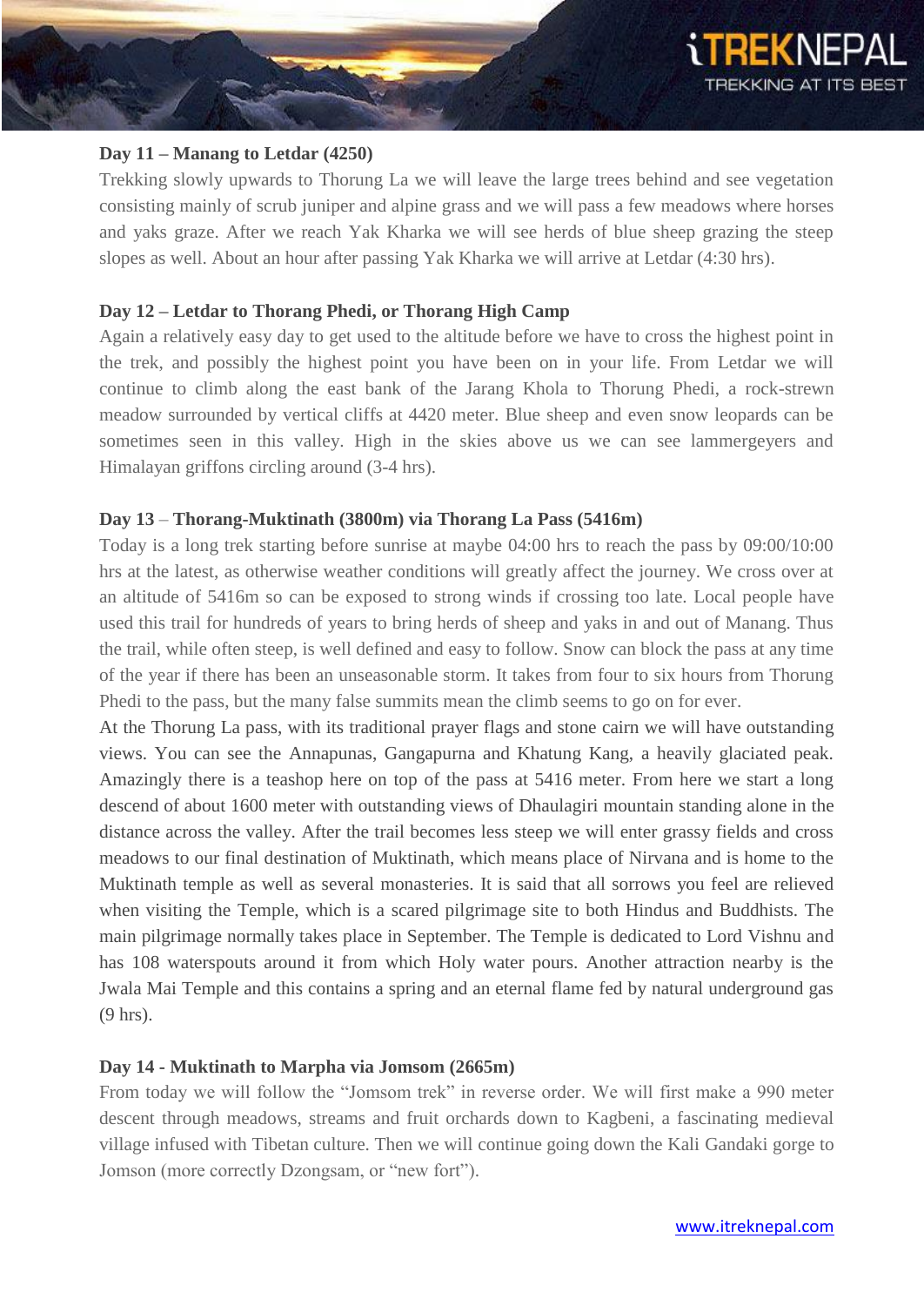**Day 11 – Manang to Letdar (4250)**

Trekking slowly upwards to Thorung La we will leave the large trees behind and see vegetation consisting mainly of scrub juniper and alpine grass and we will pass a few meadows where horses and yaks graze. After we reach Yak Kharka we will see herds of blue sheep grazing the steep slopes as well. About an hour after passing Yak Kharka we will arrive at Letdar (4:30 hrs).

**Day 12 – Letdar to Thorang Phedi, or Thorang High Camp**

Again a relatively easy day to get used to the altitude before we have to cross the highest point in the trek, and possibly the highest point you have been on in your life. From Letdar we will continue to climb along the east bank of the Jarang Khola to Thorung Phedi, a rock-strewn meadow surrounded by vertical cliffs at 4420 meter. Blue sheep and even snow leopards can be sometimes seen in this valley. High in the skies above us we can see lammergeyers and Himalayan griffons circling around (3-4 hrs).

**Day 13 – Thorang-Muktinath (3800m) via Thorang La Pass (5416m)**

Today is a long trek starting before sunrise at maybe 04:00 hrs to reach the pass by 09:00/10:00 hrs at the latest, as otherwise weather conditions will greatly affect the journey. We cross over at an altitude of 5416m so can be exposed to strong winds if crossing too late. Local people have used this trail for hundreds of years to bring herds of sheep and yaks in and out of Manang. Thus the trail, while often steep, is well defined and easy to follow. Snow can block the pass at any time of the year if there has been an unseasonable storm. It takes from four to six hours from Thorung Phedi to the pass, but the many false summits mean the climb seems to go on for ever.

At the Thorung La pass, with its traditional prayer flags and stone cairn we will have outstanding views. You can see the Annapunas, Gangapurna and Khatung Kang, a heavily glaciated peak. Amazingly there is a teashop here on top of the pass at 5416 meter. From here we start a long descend of about 1600 meter with outstanding views of Dhaulagiri mountain standing alone in the distance across the valley. After the trail becomes less steep we will enter grassy fields and cross meadows to our final destination of Muktinath, which means place of Nirvana and is home to the Muktinath temple as well as several monasteries. It is said that all sorrows you feel are relieved when visiting the Temple, which is a scared pilgrimage site to both Hindus and Buddhists. The main pilgrimage normally takes place in September. The Temple is dedicated to Lord Vishnu and has 108 waterspouts around it from which Holy water pours. Another attraction nearby is the Jwala Mai Temple and this contains a spring and an eternal flame fed by natural underground gas (9 hrs).

**Day 14 - Muktinath to Marpha via Jomsom (2665m)**

From today we will follow the "Jomsom trek" in reverse order. We will first make a 990 meter descent through meadows, streams and fruit orchards down to Kagbeni, a fascinating medieval village infused with Tibetan culture. Then we will continue going down the Kali Gandaki gorge to Jomson (more correctly Dzongsam, or "new fort").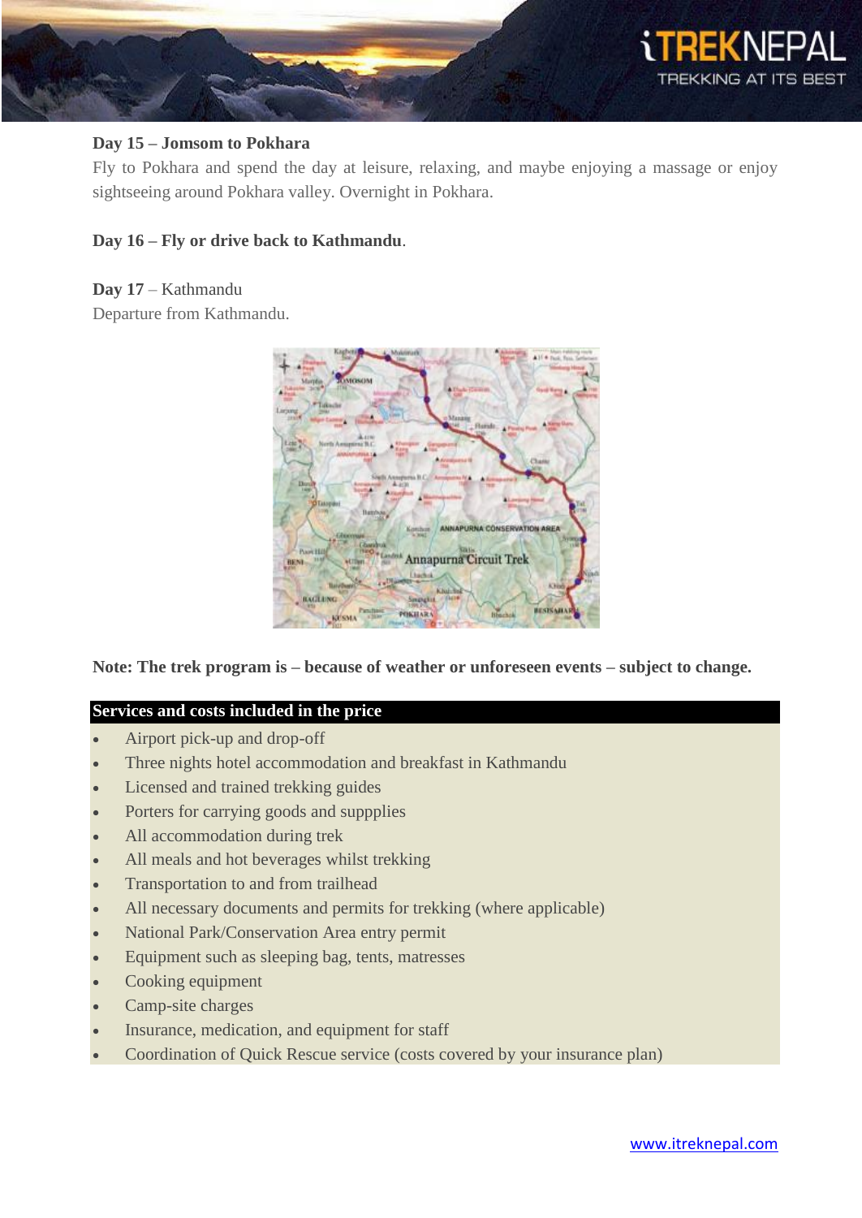**Day 15 – Jomsom to Pokhara**

Fly to Pokhara and spend the day at leisure, relaxing, and maybe enjoying a massage or enjoy sightseeing around Pokhara valley. Overnight in Pokhara.

**Day 16 – Fly or drive back to Kathmandu**.

**Day 17** – Kathmandu

Departure from Kathmandu.

**Note: The trek program is – because of weather or unforeseen events – subject to change.**

**Services and costs included in the price**

- Airport pick-up and drop-off
- Three nights hotel accommodation and breakfast in Kathmandu
- Licensed and trained trekking guides
- Porters for carrying goods and suppplies
- All accommodation during trek
- All meals and hot beverages whilst trekking
- Transportation to and from trailhead
- All necessary documents and permits for trekking (where applicable)
- National Park/Conservation Area entry permit
- Equipment such as sleeping bag, tents, matresses
- Cooking equipment
- Camp-site charges
- Insurance, medication, and equipment for staff
- Coordination of Quick Rescue service (costs covered by your insurance plan)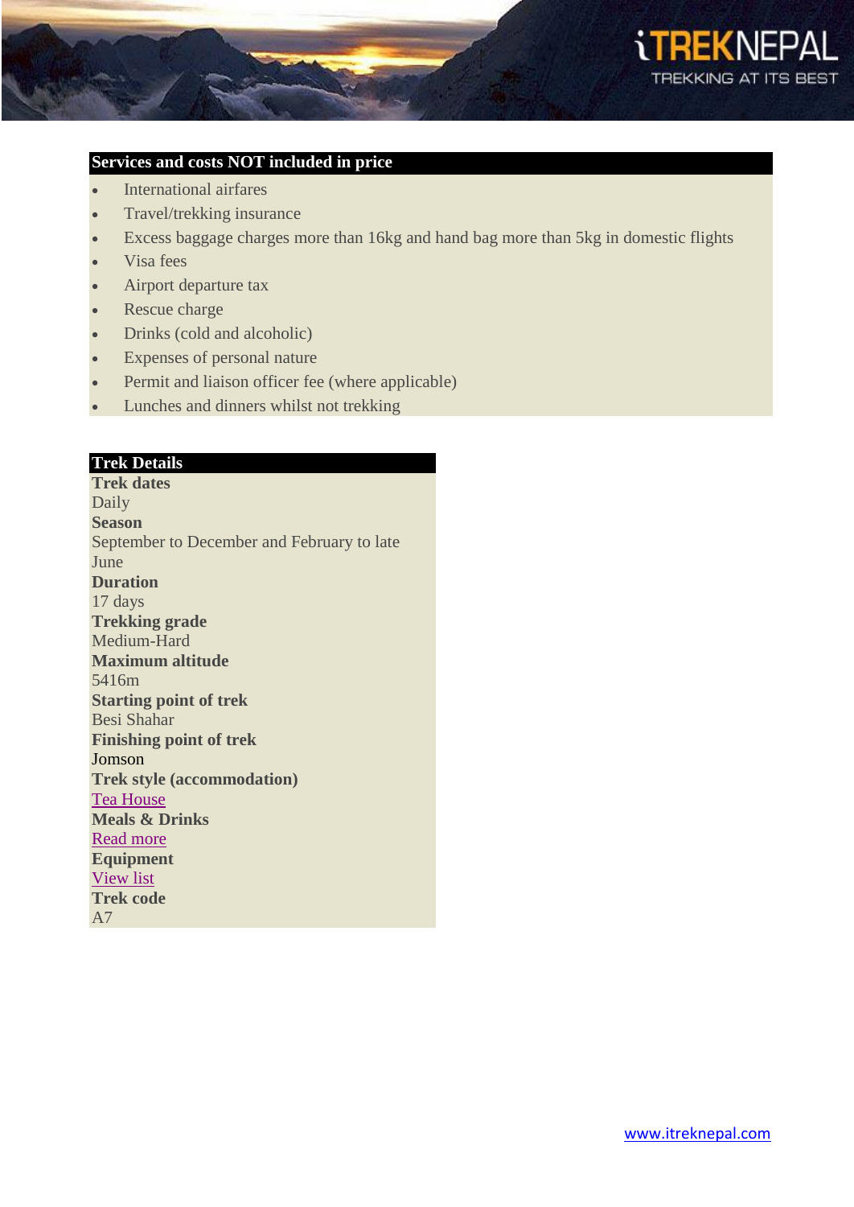## Services and costs NOT included in price

- International airfares
- Travel/trekking insurance
- Excess baggage charges more than 16kg and hand bag more than 5kg in domestic flights
- Visa fees
- Airport departure tax
- Rescue charge
- Drinks (cold and alcoholic)
- Expenses of personal nature
- Permit and liaison officer fee (where applicable)
- Lunches and dinners whilst not trekking

## Trek Details

**Trek dates**
Daily

**Season**
September to December and February to late June

**Duration**
17 days

**Trekking grade**
Medium-Hard

**Maximum altitude**
5416m

**Starting point of trek**
Besi Shahar

**Finishing point of trek**
Jomson

**Trek style (accommodation)**
Tea House

**Meals & Drinks**
Read more

**Equipment**
View list

**Trek code**
A7